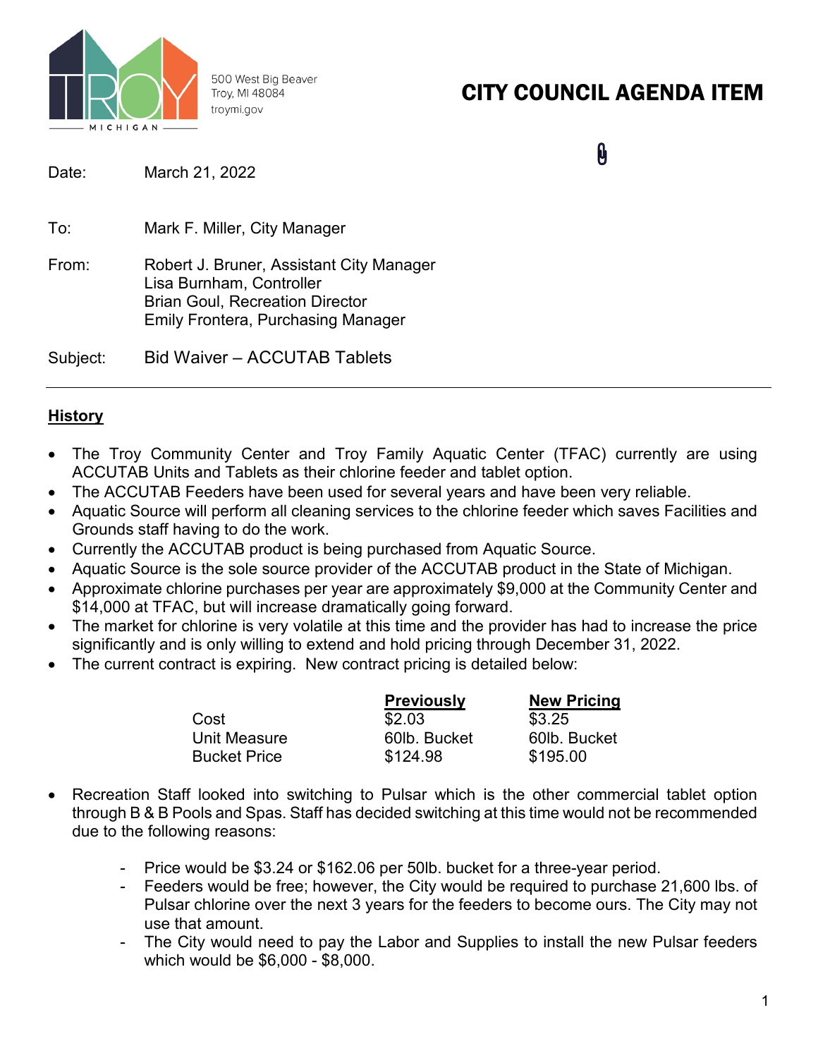500 West Big Beaver
Troy, MI 48084
troymi.gov

# CITY COUNCIL AGENDA ITEM

Date: March 21, 2022

To: Mark F. Miller, City Manager

From: Robert J. Bruner, Assistant City Manager
Lisa Burnham, Controller
Brian Goul, Recreation Director
Emily Frontera, Purchasing Manager

Subject: Bid Waiver – ACCUTAB Tablets

---

## History

- The Troy Community Center and Troy Family Aquatic Center (TFAC) currently are using ACCUTAB Units and Tablets as their chlorine feeder and tablet option.
- The ACCUTAB Feeders have been used for several years and have been very reliable.
- Aquatic Source will perform all cleaning services to the chlorine feeder which saves Facilities and Grounds staff having to do the work.
- Currently the ACCUTAB product is being purchased from Aquatic Source.
- Aquatic Source is the sole source provider of the ACCUTAB product in the State of Michigan.
- Approximate chlorine purchases per year are approximately $9,000 at the Community Center and $14,000 at TFAC, but will increase dramatically going forward.
- The market for chlorine is very volatile at this time and the provider has had to increase the price significantly and is only willing to extend and hold pricing through December 31, 2022.
- The current contract is expiring. New contract pricing is detailed below:

| | Previously | New Pricing |
|---|---|---|
| Cost | $2.03 | $3.25 |
| Unit Measure | 60lb. Bucket | 60lb. Bucket |
| Bucket Price | $124.98 | $195.00 |

- Recreation Staff looked into switching to Pulsar which is the other commercial tablet option through B & B Pools and Spas. Staff has decided switching at this time would not be recommended due to the following reasons:
  - Price would be $3.24 or $162.06 per 50lb. bucket for a three-year period.
  - Feeders would be free; however, the City would be required to purchase 21,600 lbs. of Pulsar chlorine over the next 3 years for the feeders to become ours. The City may not use that amount.
  - The City would need to pay the Labor and Supplies to install the new Pulsar feeders which would be $6,000 - $8,000.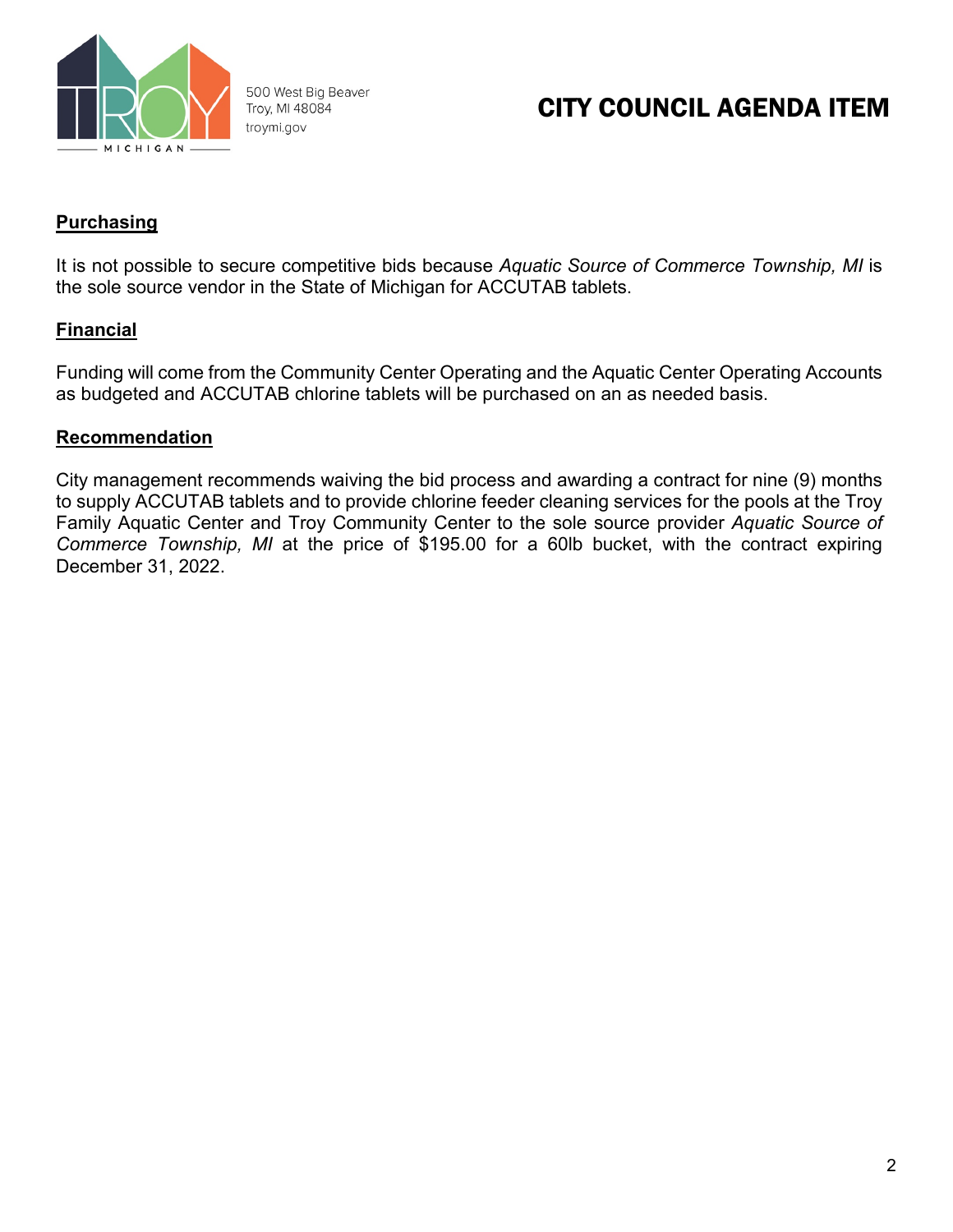500 West Big Beaver
Troy, MI 48084
troymi.gov

# CITY COUNCIL AGENDA ITEM

**Purchasing**

It is not possible to secure competitive bids because *Aquatic Source of Commerce Township, MI* is the sole source vendor in the State of Michigan for ACCUTAB tablets.

**Financial**

Funding will come from the Community Center Operating and the Aquatic Center Operating Accounts as budgeted and ACCUTAB chlorine tablets will be purchased on an as needed basis.

**Recommendation**

City management recommends waiving the bid process and awarding a contract for nine (9) months to supply ACCUTAB tablets and to provide chlorine feeder cleaning services for the pools at the Troy Family Aquatic Center and Troy Community Center to the sole source provider *Aquatic Source of Commerce Township, MI* at the price of $195.00 for a 60lb bucket, with the contract expiring December 31, 2022.